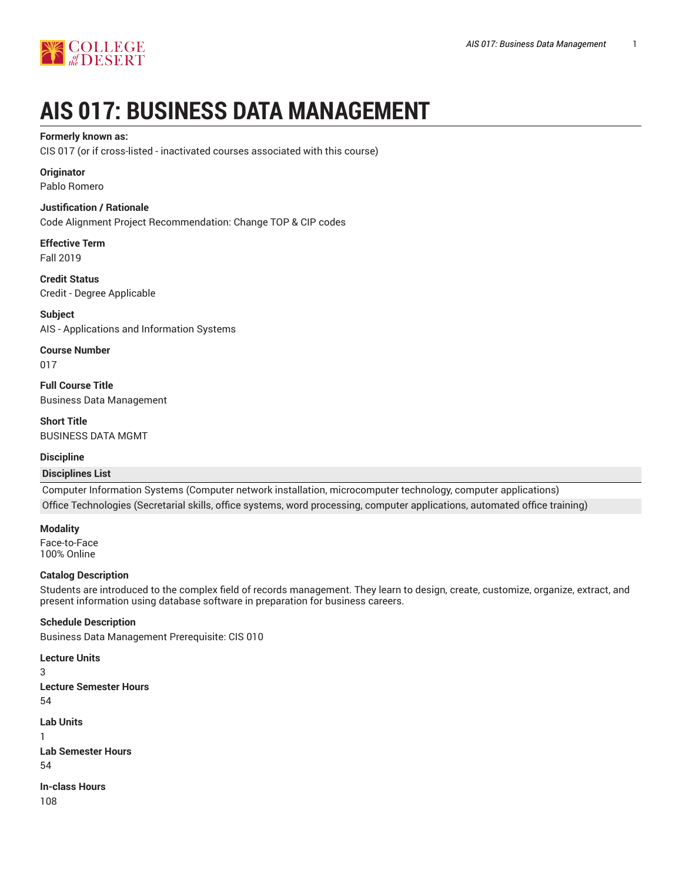# AIS 017: BUSINESS DATA MANAGEMENT

**Formerly known as:**

CIS 017 (or if cross-listed - inactivated courses associated with this course)

**Originator**

Pablo Romero

**Justification / Rationale**

Code Alignment Project Recommendation: Change TOP & CIP codes

**Effective Term**

Fall 2019

**Credit Status**

Credit - Degree Applicable

**Subject**

AIS - Applications and Information Systems

**Course Number**

017

**Full Course Title**

Business Data Management

**Short Title**

BUSINESS DATA MGMT

**Discipline**

| Disciplines List |
| --- |
| Computer Information Systems (Computer network installation, microcomputer technology, computer applications) |
| Office Technologies (Secretarial skills, office systems, word processing, computer applications, automated office training) |

**Modality**

Face-to-Face
100% Online

**Catalog Description**

Students are introduced to the complex field of records management. They learn to design, create, customize, organize, extract, and present information using database software in preparation for business careers.

**Schedule Description**

Business Data Management Prerequisite: CIS 010

**Lecture Units**

3

**Lecture Semester Hours**

54

**Lab Units**

1

**Lab Semester Hours**

54

**In-class Hours**

108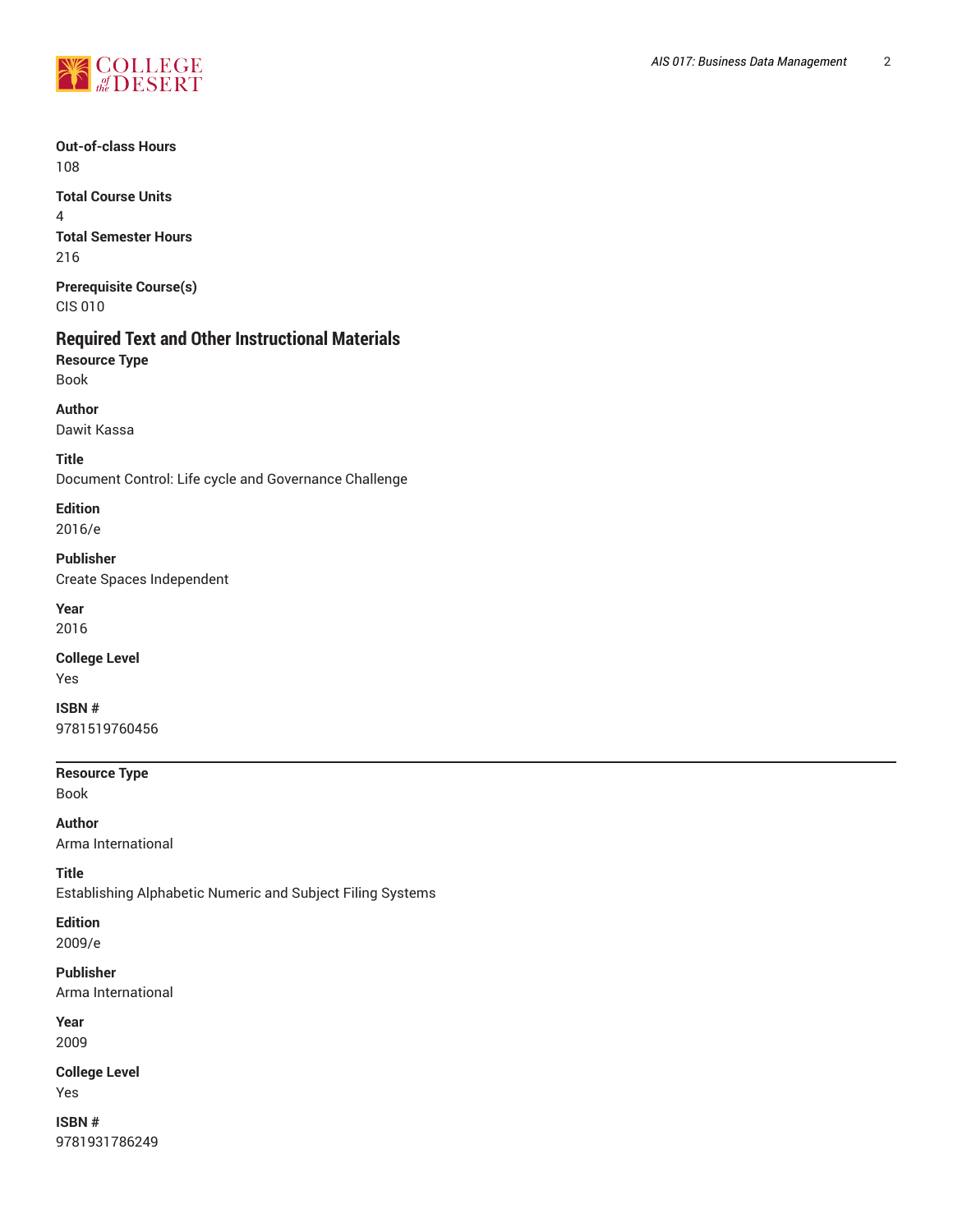**Out-of-class Hours**
108

**Total Course Units**
4

**Total Semester Hours**
216

**Prerequisite Course(s)**
CIS 010

## Required Text and Other Instructional Materials

**Resource Type**
Book

**Author**
Dawit Kassa

**Title**
Document Control: Life cycle and Governance Challenge

**Edition**
2016/e

**Publisher**
Create Spaces Independent

**Year**
2016

**College Level**
Yes

**ISBN #**
9781519760456

---

**Resource Type**
Book

**Author**
Arma International

**Title**
Establishing Alphabetic Numeric and Subject Filing Systems

**Edition**
2009/e

**Publisher**
Arma International

**Year**
2009

**College Level**
Yes

**ISBN #**
9781931786249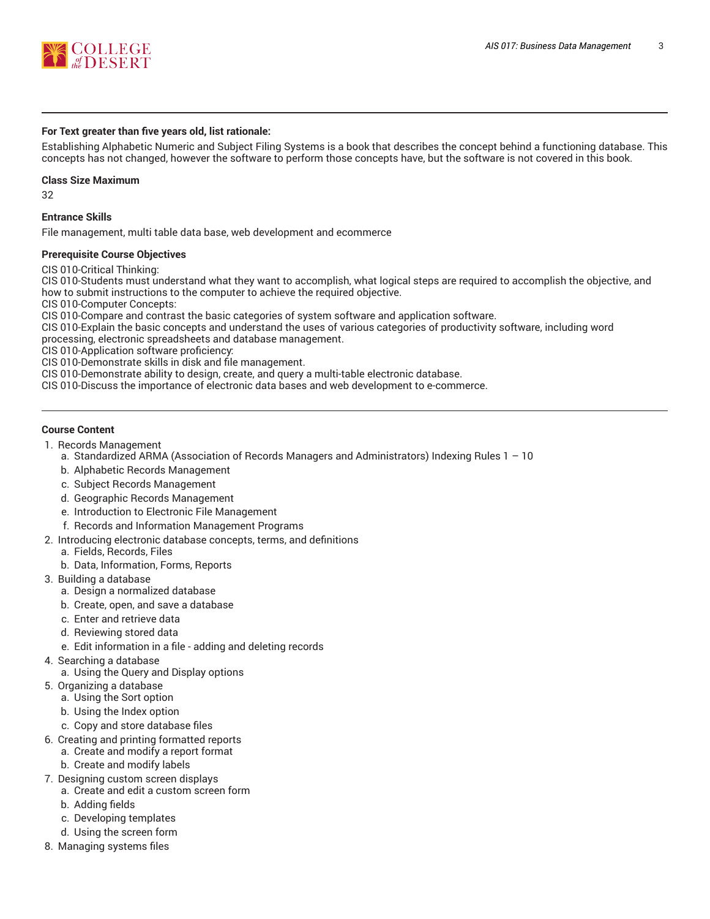**For Text greater than five years old, list rationale:**

Establishing Alphabetic Numeric and Subject Filing Systems is a book that describes the concept behind a functioning database. This concepts has not changed, however the software to perform those concepts have, but the software is not covered in this book.

**Class Size Maximum**

32

**Entrance Skills**

File management, multi table data base, web development and ecommerce

**Prerequisite Course Objectives**

CIS 010-Critical Thinking:
CIS 010-Students must understand what they want to accomplish, what logical steps are required to accomplish the objective, and how to submit instructions to the computer to achieve the required objective.
CIS 010-Computer Concepts:
CIS 010-Compare and contrast the basic categories of system software and application software.
CIS 010-Explain the basic concepts and understand the uses of various categories of productivity software, including word processing, electronic spreadsheets and database management.
CIS 010-Application software proficiency:
CIS 010-Demonstrate skills in disk and file management.
CIS 010-Demonstrate ability to design, create, and query a multi-table electronic database.
CIS 010-Discuss the importance of electronic data bases and web development to e-commerce.

---

**Course Content**

1. Records Management
    a. Standardized ARMA (Association of Records Managers and Administrators) Indexing Rules 1 – 10
    b. Alphabetic Records Management
    c. Subject Records Management
    d. Geographic Records Management
    e. Introduction to Electronic File Management
    f. Records and Information Management Programs
2. Introducing electronic database concepts, terms, and definitions
    a. Fields, Records, Files
    b. Data, Information, Forms, Reports
3. Building a database
    a. Design a normalized database
    b. Create, open, and save a database
    c. Enter and retrieve data
    d. Reviewing stored data
    e. Edit information in a file - adding and deleting records
4. Searching a database
    a. Using the Query and Display options
5. Organizing a database
    a. Using the Sort option
    b. Using the Index option
    c. Copy and store database files
6. Creating and printing formatted reports
    a. Create and modify a report format
    b. Create and modify labels
7. Designing custom screen displays
    a. Create and edit a custom screen form
    b. Adding fields
    c. Developing templates
    d. Using the screen form
8. Managing systems files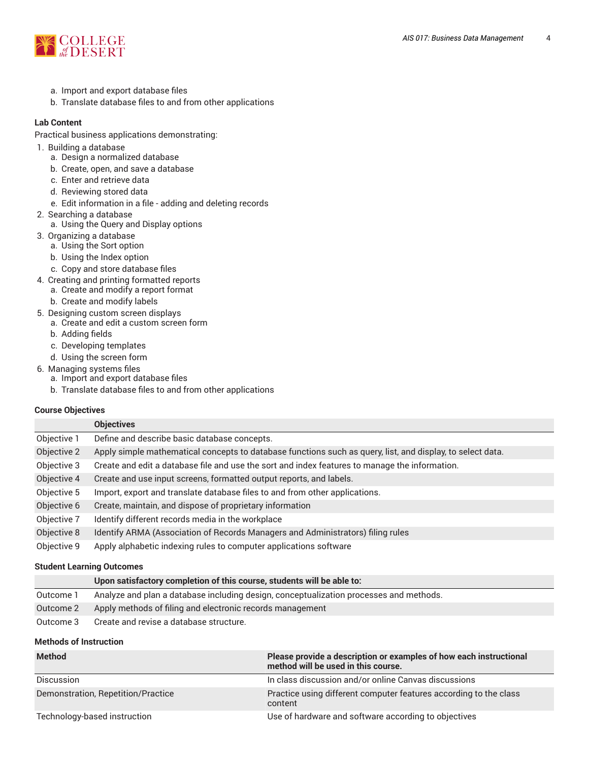a. Import and export database files
   b. Translate database files to and from other applications

**Lab Content**

Practical business applications demonstrating:

1. Building a database
   a. Design a normalized database
   b. Create, open, and save a database
   c. Enter and retrieve data
   d. Reviewing stored data
   e. Edit information in a file - adding and deleting records
2. Searching a database
   a. Using the Query and Display options
3. Organizing a database
   a. Using the Sort option
   b. Using the Index option
   c. Copy and store database files
4. Creating and printing formatted reports
   a. Create and modify a report format
   b. Create and modify labels
5. Designing custom screen displays
   a. Create and edit a custom screen form
   b. Adding fields
   c. Developing templates
   d. Using the screen form
6. Managing systems files
   a. Import and export database files
   b. Translate database files to and from other applications

**Course Objectives**

| | Objectives |
|---|---|
| Objective 1 | Define and describe basic database concepts. |
| Objective 2 | Apply simple mathematical concepts to database functions such as query, list, and display, to select data. |
| Objective 3 | Create and edit a database file and use the sort and index features to manage the information. |
| Objective 4 | Create and use input screens, formatted output reports, and labels. |
| Objective 5 | Import, export and translate database files to and from other applications. |
| Objective 6 | Create, maintain, and dispose of proprietary information |
| Objective 7 | Identify different records media in the workplace |
| Objective 8 | Identify ARMA (Association of Records Managers and Administrators) filing rules |
| Objective 9 | Apply alphabetic indexing rules to computer applications software |

**Student Learning Outcomes**

| | Upon satisfactory completion of this course, students will be able to: |
|---|---|
| Outcome 1 | Analyze and plan a database including design, conceptualization processes and methods. |
| Outcome 2 | Apply methods of filing and electronic records management |
| Outcome 3 | Create and revise a database structure. |

**Methods of Instruction**

| Method | Please provide a description or examples of how each instructional method will be used in this course. |
|---|---|
| Discussion | In class discussion and/or online Canvas discussions |
| Demonstration, Repetition/Practice | Practice using different computer features according to the class content |
| Technology-based instruction | Use of hardware and software according to objectives |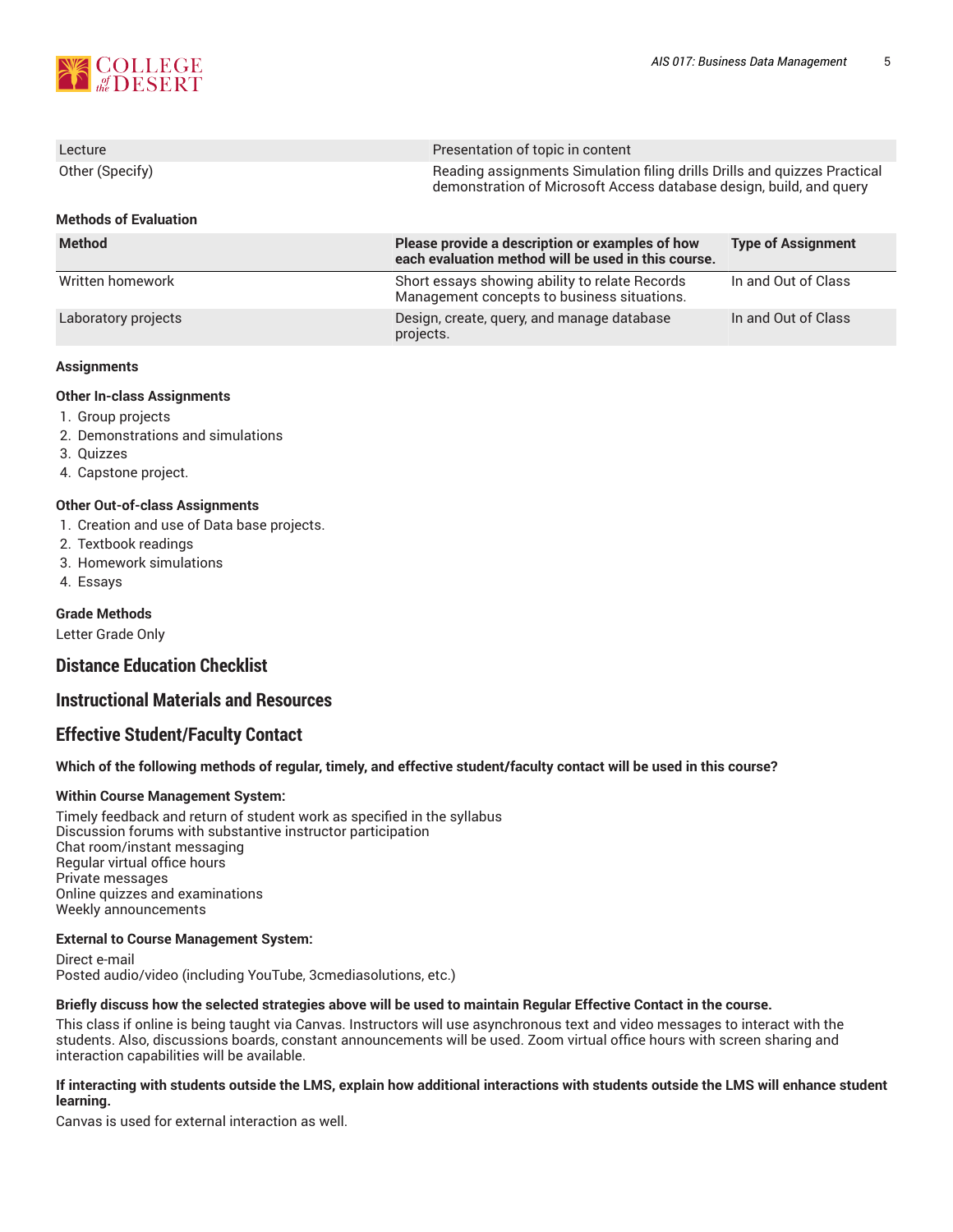| | |
|---|---|
| Lecture | Presentation of topic in content |
| Other (Specify) | Reading assignments Simulation filing drills Drills and quizzes Practical demonstration of Microsoft Access database design, build, and query |

#### Methods of Evaluation

| Method | Please provide a description or examples of how each evaluation method will be used in this course. | Type of Assignment |
|---|---|---|
| Written homework | Short essays showing ability to relate Records Management concepts to business situations. | In and Out of Class |
| Laboratory projects | Design, create, query, and manage database projects. | In and Out of Class |

#### Assignments

#### Other In-class Assignments

1. Group projects
2. Demonstrations and simulations
3. Quizzes
4. Capstone project.

#### Other Out-of-class Assignments

1. Creation and use of Data base projects.
2. Textbook readings
3. Homework simulations
4. Essays

#### Grade Methods

Letter Grade Only

## Distance Education Checklist

## Instructional Materials and Resources

## Effective Student/Faculty Contact

**Which of the following methods of regular, timely, and effective student/faculty contact will be used in this course?**

**Within Course Management System:**

Timely feedback and return of student work as specified in the syllabus
Discussion forums with substantive instructor participation
Chat room/instant messaging
Regular virtual office hours
Private messages
Online quizzes and examinations
Weekly announcements

**External to Course Management System:**

Direct e-mail
Posted audio/video (including YouTube, 3cmediasolutions, etc.)

**Briefly discuss how the selected strategies above will be used to maintain Regular Effective Contact in the course.**

This class if online is being taught via Canvas. Instructors will use asynchronous text and video messages to interact with the students. Also, discussions boards, constant announcements will be used. Zoom virtual office hours with screen sharing and interaction capabilities will be available.

**If interacting with students outside the LMS, explain how additional interactions with students outside the LMS will enhance student learning.**

Canvas is used for external interaction as well.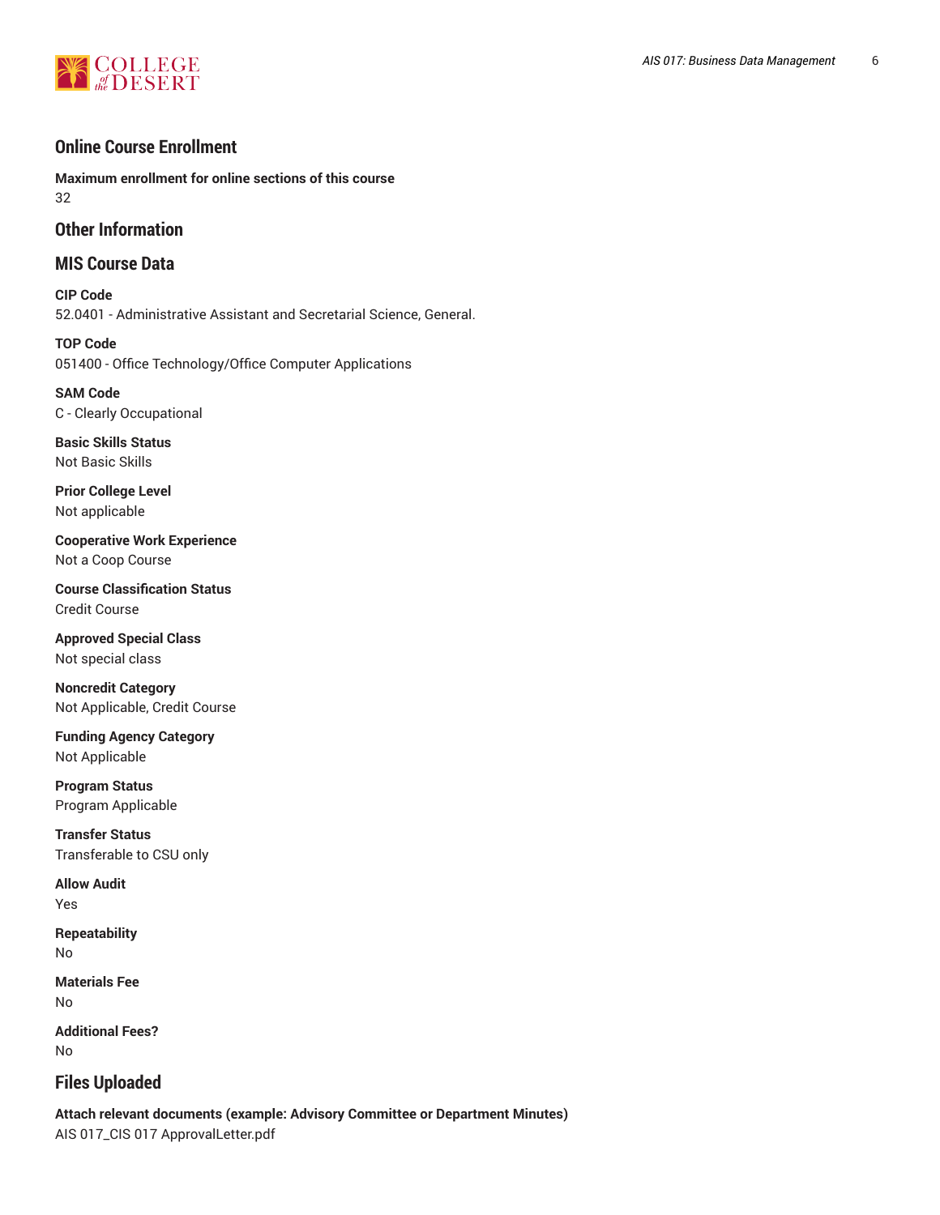## Online Course Enrollment

**Maximum enrollment for online sections of this course**
32

## Other Information

## MIS Course Data

**CIP Code**
52.0401 - Administrative Assistant and Secretarial Science, General.

**TOP Code**
051400 - Office Technology/Office Computer Applications

**SAM Code**
C - Clearly Occupational

**Basic Skills Status**
Not Basic Skills

**Prior College Level**
Not applicable

**Cooperative Work Experience**
Not a Coop Course

**Course Classification Status**
Credit Course

**Approved Special Class**
Not special class

**Noncredit Category**
Not Applicable, Credit Course

**Funding Agency Category**
Not Applicable

**Program Status**
Program Applicable

**Transfer Status**
Transferable to CSU only

**Allow Audit**
Yes

**Repeatability**
No

**Materials Fee**
No

**Additional Fees?**
No

## Files Uploaded

**Attach relevant documents (example: Advisory Committee or Department Minutes)**
AIS 017_CIS 017 ApprovalLetter.pdf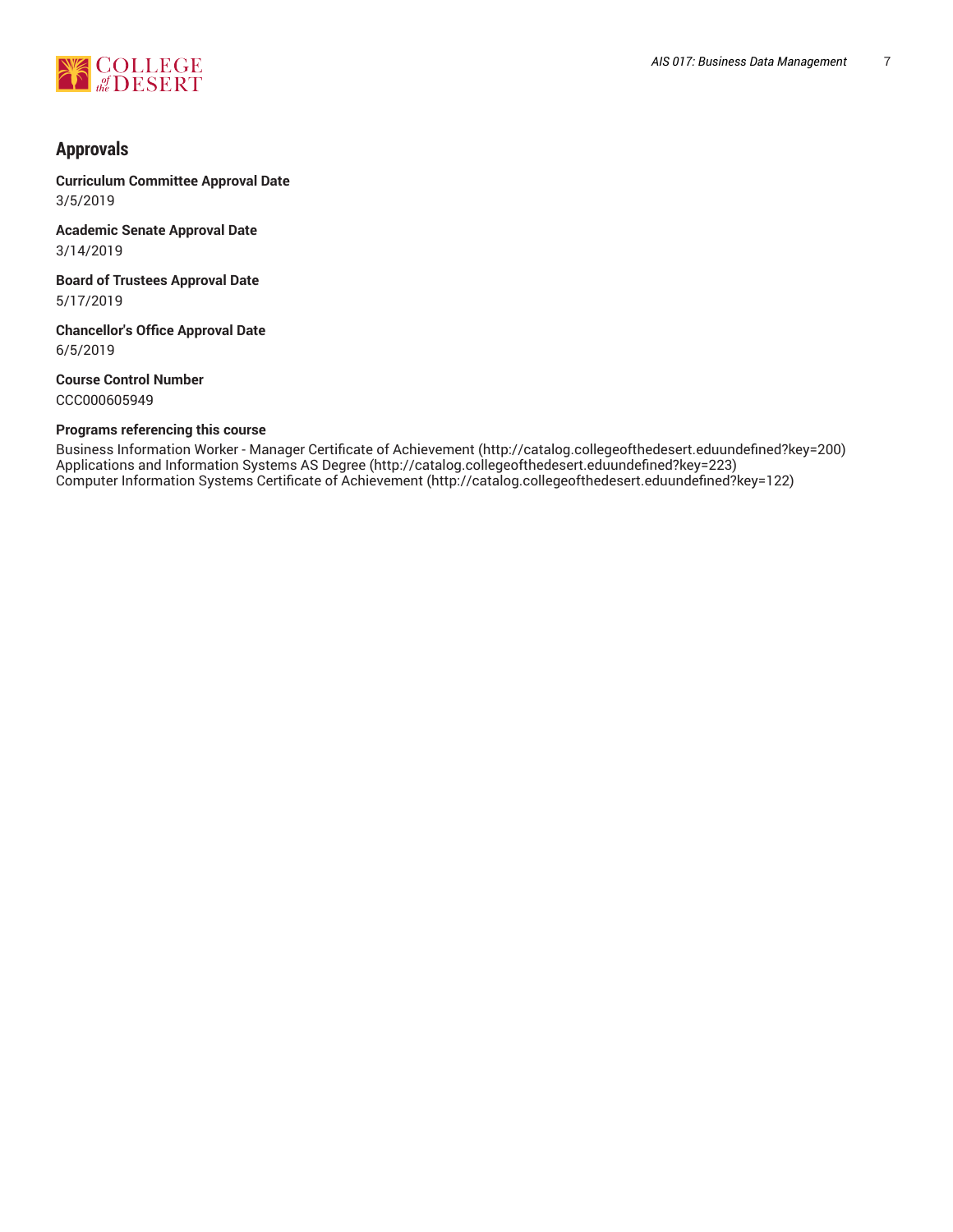## Approvals

**Curriculum Committee Approval Date**
3/5/2019

**Academic Senate Approval Date**
3/14/2019

**Board of Trustees Approval Date**
5/17/2019

**Chancellor's Office Approval Date**
6/5/2019

**Course Control Number**
CCC000605949

**Programs referencing this course**
Business Information Worker - Manager Certificate of Achievement (http://catalog.collegeofthedesert.eduundefined?key=200)
Applications and Information Systems AS Degree (http://catalog.collegeofthedesert.eduundefined?key=223)
Computer Information Systems Certificate of Achievement (http://catalog.collegeofthedesert.eduundefined?key=122)